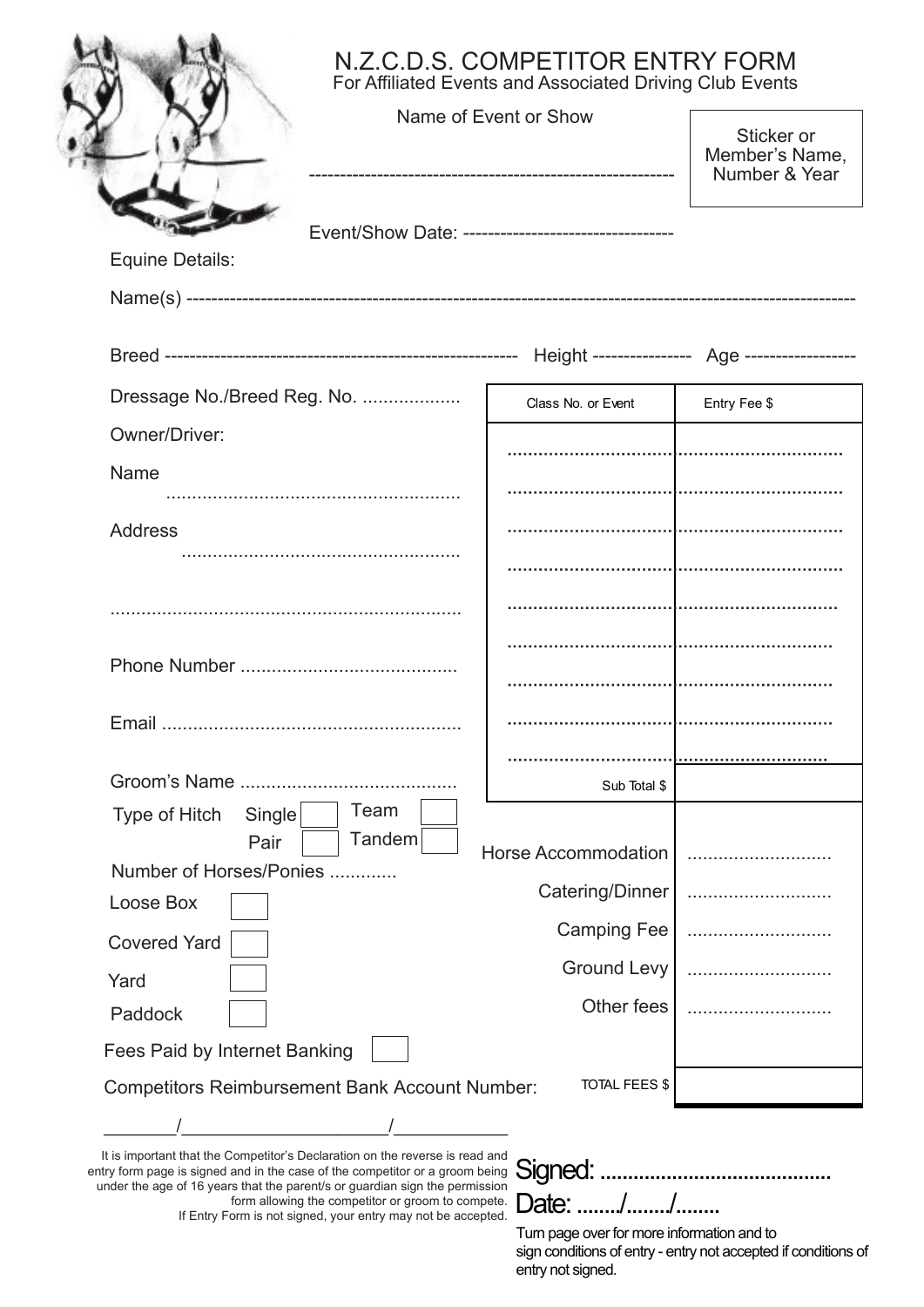# N.Z.C.D.S. COMPETITOR ENTRY FORM

For Affiliated Events and Associated Driving Club Events

Name of Event or Show

---------------------------------------------------------

Event/Show Date: ---------------------------------

| Sticker or Member's Name, Number & Year |
|---|
| |

Equine Details:

Name(s) ----------------------------------------------------------------------------------------------------

Breed -------------------------------------------------------- Height ---------------- Age -----------------

Dressage No./Breed Reg. No. ...................

Owner/Driver:

Name .........................................................

Address .....................................................

...................................................................

Phone Number ..........................................

Email .........................................................

Groom's Name ..........................................

| Class No. or Event | Entry Fee $ |
|---|---|
| .............................. | .............................. |
| .............................. | .............................. |
| .............................. | .............................. |
| .............................. | .............................. |
| .............................. | .............................. |
| .............................. | .............................. |
| .............................. | .............................. |
| .............................. | .............................. |
| .............................. | .............................. |
| Sub Total $ | |
| Horse Accommodation | ........................... |
| Catering/Dinner | ........................... |
| Camping Fee | ........................... |
| Ground Levy | ........................... |
| Other fees | ........................... |
| TOTAL FEES $ | |

Type of Hitch: Single ☐ Pair ☐ Team ☐ Tandem ☐

Number of Horses/Ponies ............

Loose Box ☐

Covered Yard ☐

Yard ☐

Paddock ☐

Fees Paid by Internet Banking ☐

Competitors Reimbursement Bank Account Number:

_______/____________________/___________

It is important that the Competitor's Declaration on the reverse is read and entry form page is signed and in the case of the competitor or a groom being under the age of 16 years that the parent/s or guardian sign the permission form allowing the competitor or groom to compete.
If Entry Form is not signed, your entry may not be accepted.

Signed: .........................................

Date: ......../......./........

Turn page over for more information and to sign conditions of entry - entry not accepted if conditions of entry not signed.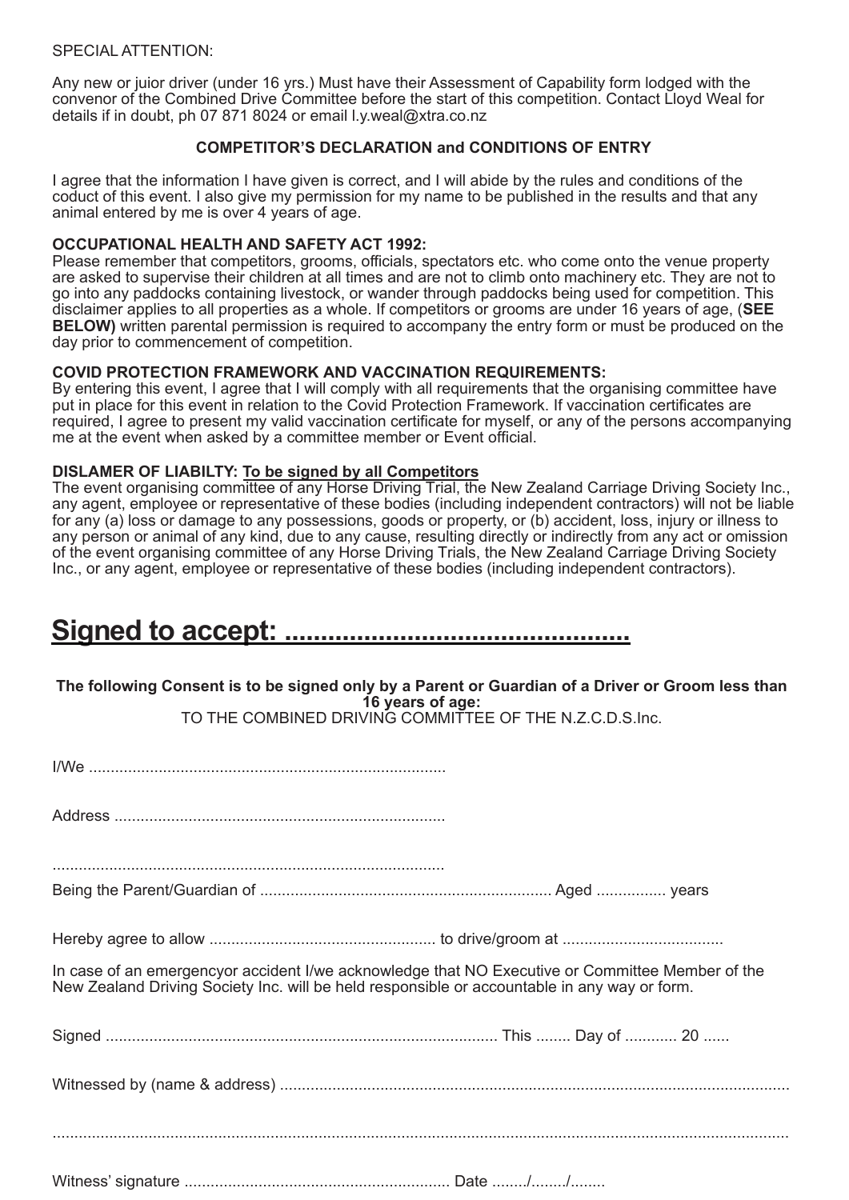SPECIAL ATTENTION:

Any new or juior driver (under 16 yrs.) Must have their Assessment of Capability form lodged with the convenor of the Combined Drive Committee before the start of this competition. Contact Lloyd Weal for details if in doubt, ph 07 871 8024 or email l.y.weal@xtra.co.nz

**COMPETITOR'S DECLARATION and CONDITIONS OF ENTRY**

I agree that the information I have given is correct, and I will abide by the rules and conditions of the coduct of this event. I also give my permission for my name to be published in the results and that any animal entered by me is over 4 years of age.

**OCCUPATIONAL HEALTH AND SAFETY ACT 1992:**
Please remember that competitors, grooms, officials, spectators etc. who come onto the venue property are asked to supervise their children at all times and are not to climb onto machinery etc. They are not to go into any paddocks containing livestock, or wander through paddocks being used for competition. This disclaimer applies to all properties as a whole. If competitors or grooms are under 16 years of age, (**SEE BELOW)** written parental permission is required to accompany the entry form or must be produced on the day prior to commencement of competition.

**COVID PROTECTION FRAMEWORK AND VACCINATION REQUIREMENTS:**
By entering this event, I agree that I will comply with all requirements that the organising committee have put in place for this event in relation to the Covid Protection Framework. If vaccination certificates are required, I agree to present my valid vaccination certificate for myself, or any of the persons accompanying me at the event when asked by a committee member or Event official.

**DISLAMER OF LIABILTY: To be signed by all Competitors**
The event organising committee of any Horse Driving Trial, the New Zealand Carriage Driving Society Inc., any agent, employee or representative of these bodies (including independent contractors) will not be liable for any (a) loss or damage to any possessions, goods or property, or (b) accident, loss, injury or illness to any person or animal of any kind, due to any cause, resulting directly or indirectly from any act or omission of the event organising committee of any Horse Driving Trials, the New Zealand Carriage Driving Society Inc., or any agent, employee or representative of these bodies (including independent contractors).

# Signed to accept: ..............................................

**The following Consent is to be signed only by a Parent or Guardian of a Driver or Groom less than 16 years of age:**
TO THE COMBINED DRIVING COMMITTEE OF THE N.Z.C.D.S.Inc.

I/We ..................................................................................

Address ............................................................................

..........................................................................................

Being the Parent/Guardian of ................................................................... Aged ................ years

Hereby agree to allow .................................................... to drive/groom at ....................................

In case of an emergencyor accident I/we acknowledge that NO Executive or Committee Member of the New Zealand Driving Society Inc. will be held responsible or accountable in any way or form.

Signed .......................................................................................... This ........ Day of ............ 20 ......

Witnessed by (name & address) ....................................................................................................................

.......................................................................................................................................................................

Witness' signature ............................................................. Date ......../......../........